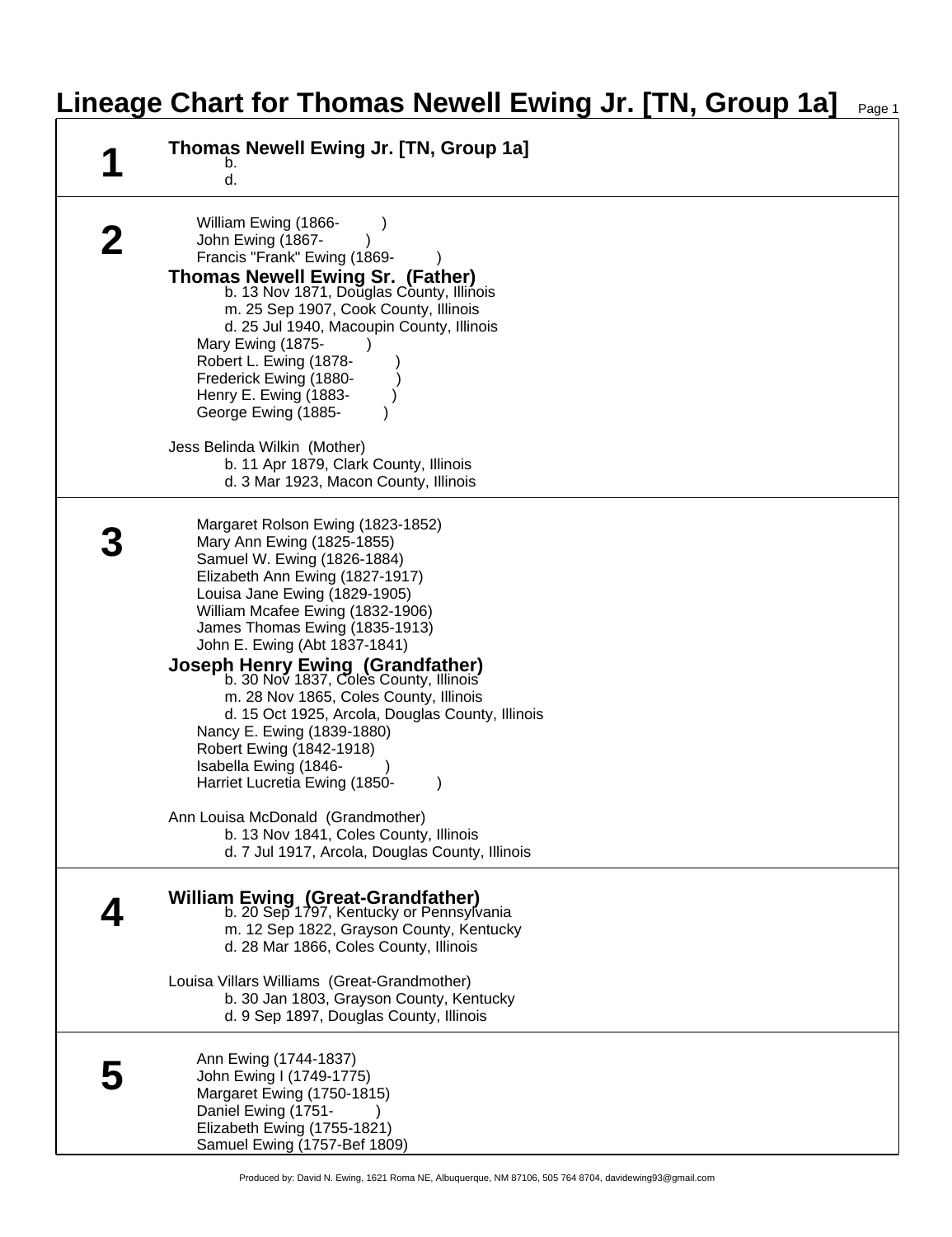# Lineage Chart for Thomas Newell Ewing Jr. [TN, Group 1a]

## 1

**Thomas Newell Ewing Jr. [TN, Group 1a]**
b.
d.

## 2

William Ewing (1866- )
John Ewing (1867- )
Francis "Frank" Ewing (1869- )

**Thomas Newell Ewing Sr. (Father)**
b. 13 Nov 1871, Douglas County, Illinois
m. 25 Sep 1907, Cook County, Illinois
d. 25 Jul 1940, Macoupin County, Illinois

Mary Ewing (1875- )
Robert L. Ewing (1878- )
Frederick Ewing (1880- )
Henry E. Ewing (1883- )
George Ewing (1885- )

Jess Belinda Wilkin (Mother)
b. 11 Apr 1879, Clark County, Illinois
d. 3 Mar 1923, Macon County, Illinois

## 3

Margaret Rolson Ewing (1823-1852)
Mary Ann Ewing (1825-1855)
Samuel W. Ewing (1826-1884)
Elizabeth Ann Ewing (1827-1917)
Louisa Jane Ewing (1829-1905)
William Mcafee Ewing (1832-1906)
James Thomas Ewing (1835-1913)
John E. Ewing (Abt 1837-1841)

**Joseph Henry Ewing (Grandfather)**
b. 30 Nov 1837, Coles County, Illinois
m. 28 Nov 1865, Coles County, Illinois
d. 15 Oct 1925, Arcola, Douglas County, Illinois

Nancy E. Ewing (1839-1880)
Robert Ewing (1842-1918)
Isabella Ewing (1846- )
Harriet Lucretia Ewing (1850- )

Ann Louisa McDonald (Grandmother)
b. 13 Nov 1841, Coles County, Illinois
d. 7 Jul 1917, Arcola, Douglas County, Illinois

## 4

**William Ewing (Great-Grandfather)**
b. 20 Sep 1797, Kentucky or Pennsylvania
m. 12 Sep 1822, Grayson County, Kentucky
d. 28 Mar 1866, Coles County, Illinois

Louisa Villars Williams (Great-Grandmother)
b. 30 Jan 1803, Grayson County, Kentucky
d. 9 Sep 1897, Douglas County, Illinois

## 5

Ann Ewing (1744-1837)
John Ewing I (1749-1775)
Margaret Ewing (1750-1815)
Daniel Ewing (1751- )
Elizabeth Ewing (1755-1821)
Samuel Ewing (1757-Bef 1809)

Produced by: David N. Ewing, 1621 Roma NE, Albuquerque, NM 87106, 505 764 8704, davidewing93@gmail.com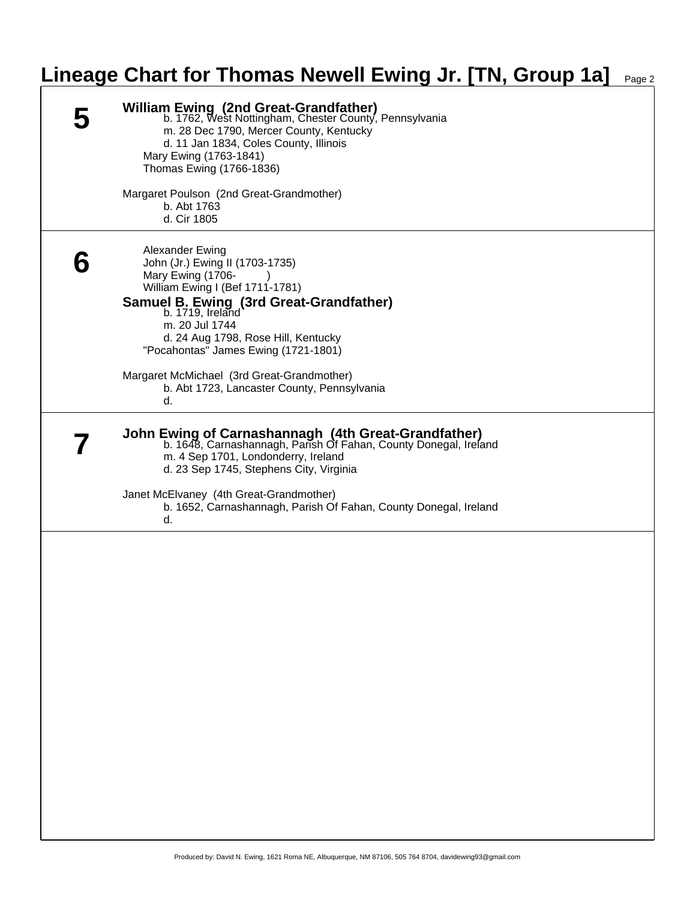# Lineage Chart for Thomas Newell Ewing Jr. [TN, Group 1a]

**5**

**William Ewing (2nd Great-Grandfather)**
b. 1762, West Nottingham, Chester County, Pennsylvania
m. 28 Dec 1790, Mercer County, Kentucky
d. 11 Jan 1834, Coles County, Illinois
Mary Ewing (1763-1841)
Thomas Ewing (1766-1836)

Margaret Poulson (2nd Great-Grandmother)
b. Abt 1763
d. Cir 1805

---

**6**

Alexander Ewing
John (Jr.) Ewing II (1703-1735)
Mary Ewing (1706- )
William Ewing I (Bef 1711-1781)

**Samuel B. Ewing (3rd Great-Grandfather)**
b. 1719, Ireland
m. 20 Jul 1744
d. 24 Aug 1798, Rose Hill, Kentucky
"Pocahontas" James Ewing (1721-1801)

Margaret McMichael (3rd Great-Grandmother)
b. Abt 1723, Lancaster County, Pennsylvania
d.

---

**7**

**John Ewing of Carnashannagh (4th Great-Grandfather)**
b. 1648, Carnashannagh, Parish Of Fahan, County Donegal, Ireland
m. 4 Sep 1701, Londonderry, Ireland
d. 23 Sep 1745, Stephens City, Virginia

Janet McElvaney (4th Great-Grandmother)
b. 1652, Carnashannagh, Parish Of Fahan, County Donegal, Ireland
d.

---

Produced by: David N. Ewing, 1621 Roma NE, Albuquerque, NM 87106, 505 764 8704, davidewing93@gmail.com